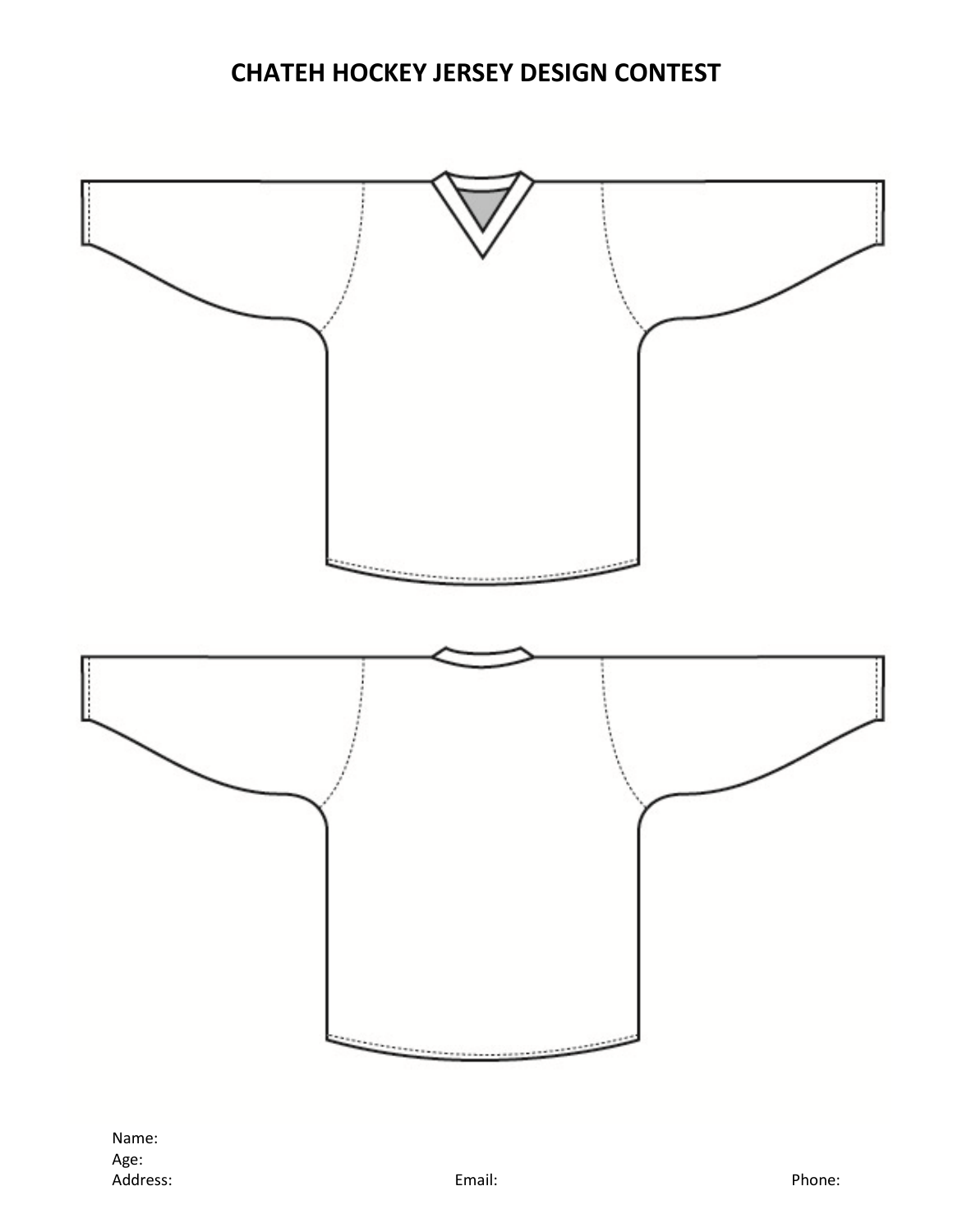# CHATEH HOCKEY JERSEY DESIGN CONTEST

Name:

Age:

Address: Email: Phone: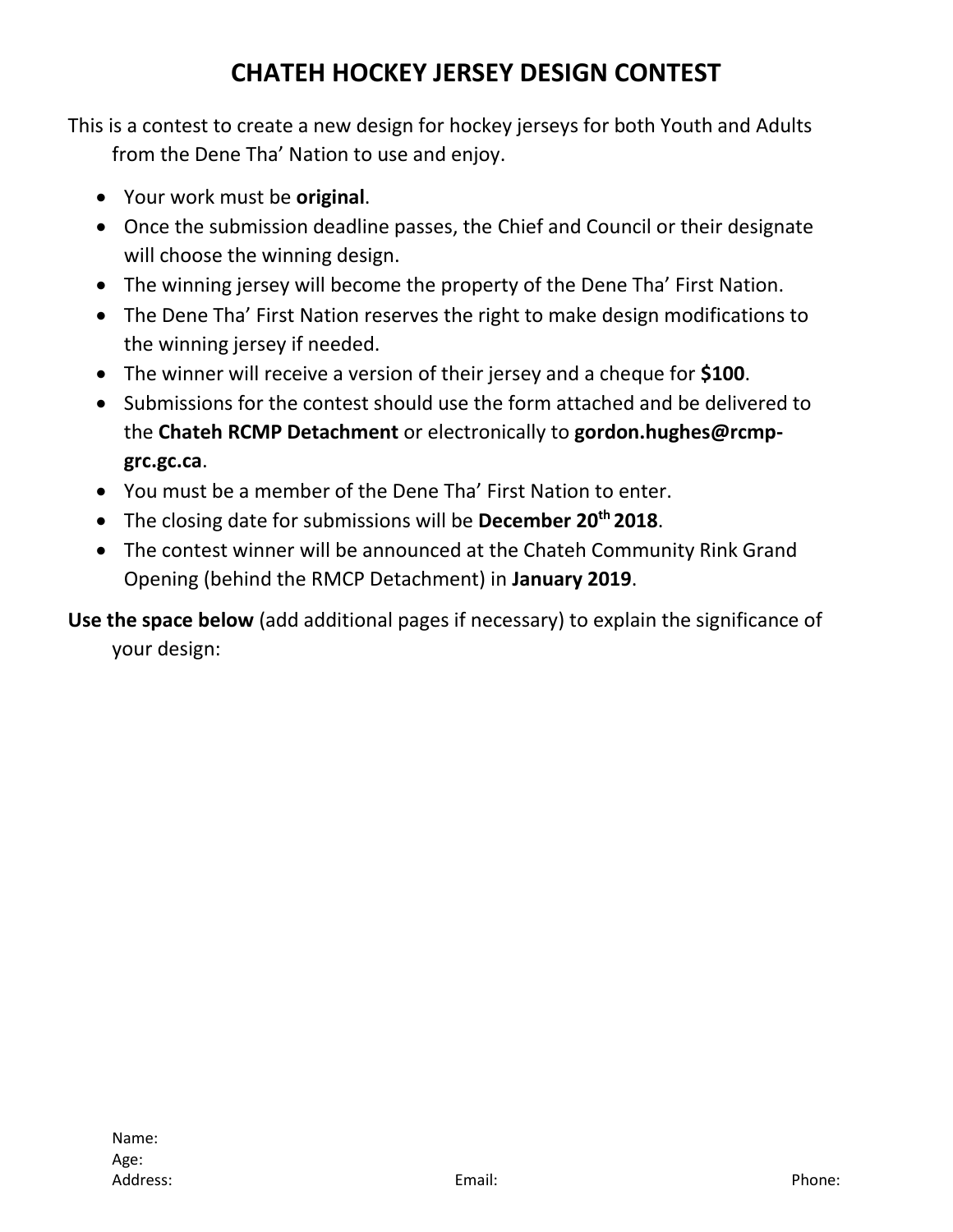# CHATEH HOCKEY JERSEY DESIGN CONTEST

This is a contest to create a new design for hockey jerseys for both Youth and Adults from the Dene Tha' Nation to use and enjoy.

- Your work must be **original**.
- Once the submission deadline passes, the Chief and Council or their designate will choose the winning design.
- The winning jersey will become the property of the Dene Tha' First Nation.
- The Dene Tha' First Nation reserves the right to make design modifications to the winning jersey if needed.
- The winner will receive a version of their jersey and a cheque for **$100**.
- Submissions for the contest should use the form attached and be delivered to the **Chateh RCMP Detachment** or electronically to **gordon.hughes@rcmp-grc.gc.ca**.
- You must be a member of the Dene Tha' First Nation to enter.
- The closing date for submissions will be **December 20th 2018**.
- The contest winner will be announced at the Chateh Community Rink Grand Opening (behind the RMCP Detachment) in **January 2019**.

**Use the space below** (add additional pages if necessary) to explain the significance of your design:

Name:

Age:

Address: Email: Phone: